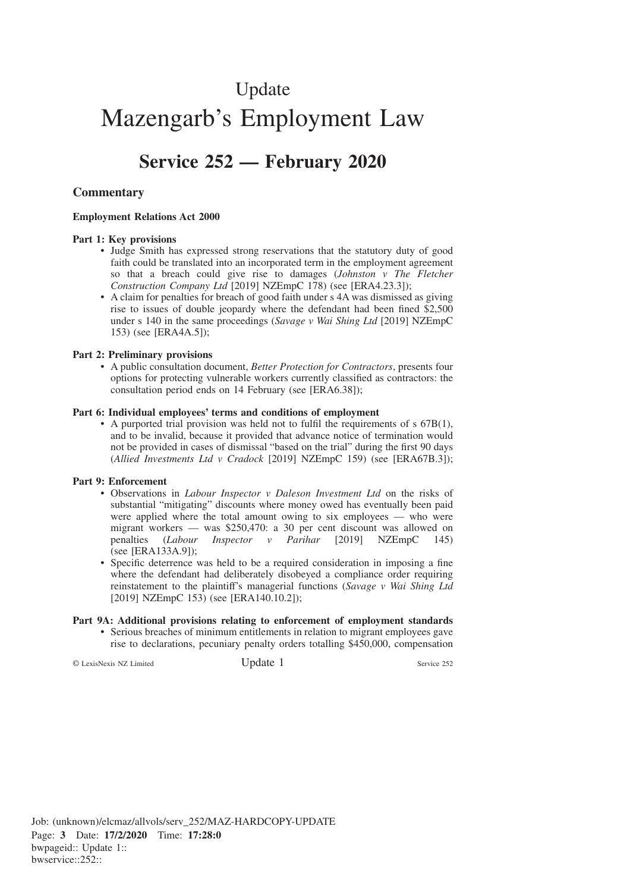# Update

# Mazengarb's Employment Law

## Service 252 — February 2020

### Commentary

**Employment Relations Act 2000**

**Part 1: Key provisions**

- Judge Smith has expressed strong reservations that the statutory duty of good faith could be translated into an incorporated term in the employment agreement so that a breach could give rise to damages (*Johnston v The Fletcher Construction Company Ltd* [2019] NZEmpC 178) (see [ERA4.23.3]);
- A claim for penalties for breach of good faith under s 4A was dismissed as giving rise to issues of double jeopardy where the defendant had been fined $2,500 under s 140 in the same proceedings (*Savage v Wai Shing Ltd* [2019] NZEmpC 153) (see [ERA4A.5]);

**Part 2: Preliminary provisions**

- A public consultation document, *Better Protection for Contractors*, presents four options for protecting vulnerable workers currently classified as contractors: the consultation period ends on 14 February (see [ERA6.38]);

**Part 6: Individual employees' terms and conditions of employment**

- A purported trial provision was held not to fulfil the requirements of s 67B(1), and to be invalid, because it provided that advance notice of termination would not be provided in cases of dismissal "based on the trial" during the first 90 days (*Allied Investments Ltd v Cradock* [2019] NZEmpC 159) (see [ERA67B.3]);

**Part 9: Enforcement**

- Observations in *Labour Inspector v Daleson Investment Ltd* on the risks of substantial "mitigating" discounts where money owed has eventually been paid were applied where the total amount owing to six employees — who were migrant workers — was $250,470: a 30 per cent discount was allowed on penalties (*Labour Inspector v Parihar* [2019] NZEmpC 145) (see [ERA133A.9]);
- Specific deterrence was held to be a required consideration in imposing a fine where the defendant had deliberately disobeyed a compliance order requiring reinstatement to the plaintiff's managerial functions (*Savage v Wai Shing Ltd* [2019] NZEmpC 153) (see [ERA140.10.2]);

**Part 9A: Additional provisions relating to enforcement of employment standards**

- Serious breaches of minimum entitlements in relation to migrant employees gave rise to declarations, pecuniary penalty orders totalling $450,000, compensation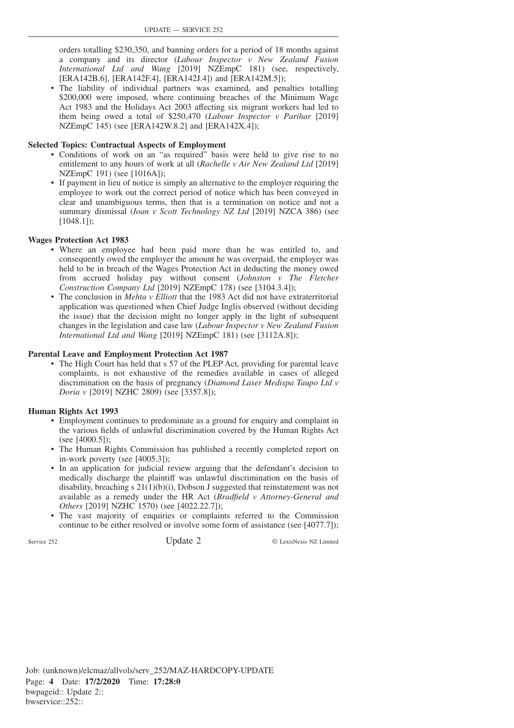orders totalling $230,350, and banning orders for a period of 18 months against a company and its director (*Labour Inspector v New Zealand Fusion International Ltd and Wang* [2019] NZEmpC 181) (see, respectively, [ERA142B.6], [ERA142F.4], [ERA142J.4]) and [ERA142M.5]);

- The liability of individual partners was examined, and penalties totalling $200,000 were imposed, where continuing breaches of the Minimum Wage Act 1983 and the Holidays Act 2003 affecting six migrant workers had led to them being owed a total of $250,470 (*Labour Inspector v Parihar* [2019] NZEmpC 145) (see [ERA142W.8.2] and [ERA142X.4]);

**Selected Topics: Contractual Aspects of Employment**

- Conditions of work on an "as required" basis were held to give rise to no entitlement to any hours of work at all (*Rachelle v Air New Zealand Ltd* [2019] NZEmpC 191) (see [1016A]);
- If payment in lieu of notice is simply an alternative to the employer requiring the employee to work out the correct period of notice which has been conveyed in clear and unambiguous terms, then that is a termination on notice and not a summary dismissal (*Ioan v Scott Technology NZ Ltd* [2019] NZCA 386) (see [1048.1]);

**Wages Protection Act 1983**

- Where an employee had been paid more than he was entitled to, and consequently owed the employer the amount he was overpaid, the employer was held to be in breach of the Wages Protection Act in deducting the money owed from accrued holiday pay without consent (*Johnston v The Fletcher Construction Company Ltd* [2019] NZEmpC 178) (see [3104.3.4]);
- The conclusion in *Mehta v Elliott* that the 1983 Act did not have extraterritorial application was questioned when Chief Judge Inglis observed (without deciding the issue) that the decision might no longer apply in the light of subsequent changes in the legislation and case law (*Labour Inspector v New Zealand Fusion International Ltd and Wang* [2019] NZEmpC 181) (see [3112A.8]);

**Parental Leave and Employment Protection Act 1987**

- The High Court has held that s 57 of the PLEP Act, providing for parental leave complaints, is not exhaustive of the remedies available in cases of alleged discrimination on the basis of pregnancy (*Diamond Laser Medispa Taupo Ltd v Doria v* [2019] NZHC 2809) (see [3357.8]);

**Human Rights Act 1993**

- Employment continues to predominate as a ground for enquiry and complaint in the various fields of unlawful discrimination covered by the Human Rights Act (see [4000.5]);
- The Human Rights Commission has published a recently completed report on in-work poverty (see [4005.3]);
- In an application for judicial review arguing that the defendant's decision to medically discharge the plaintiff was unlawful discrimination on the basis of disability, breaching s 21(1)(b)(i), Dobson J suggested that reinstatement was not available as a remedy under the HR Act (*Bradfield v Attorney-General and Others* [2019] NZHC 1570) (see [4022.22.7]);
- The vast majority of enquiries or complaints referred to the Commission continue to be either resolved or involve some form of assistance (see [4077.7]);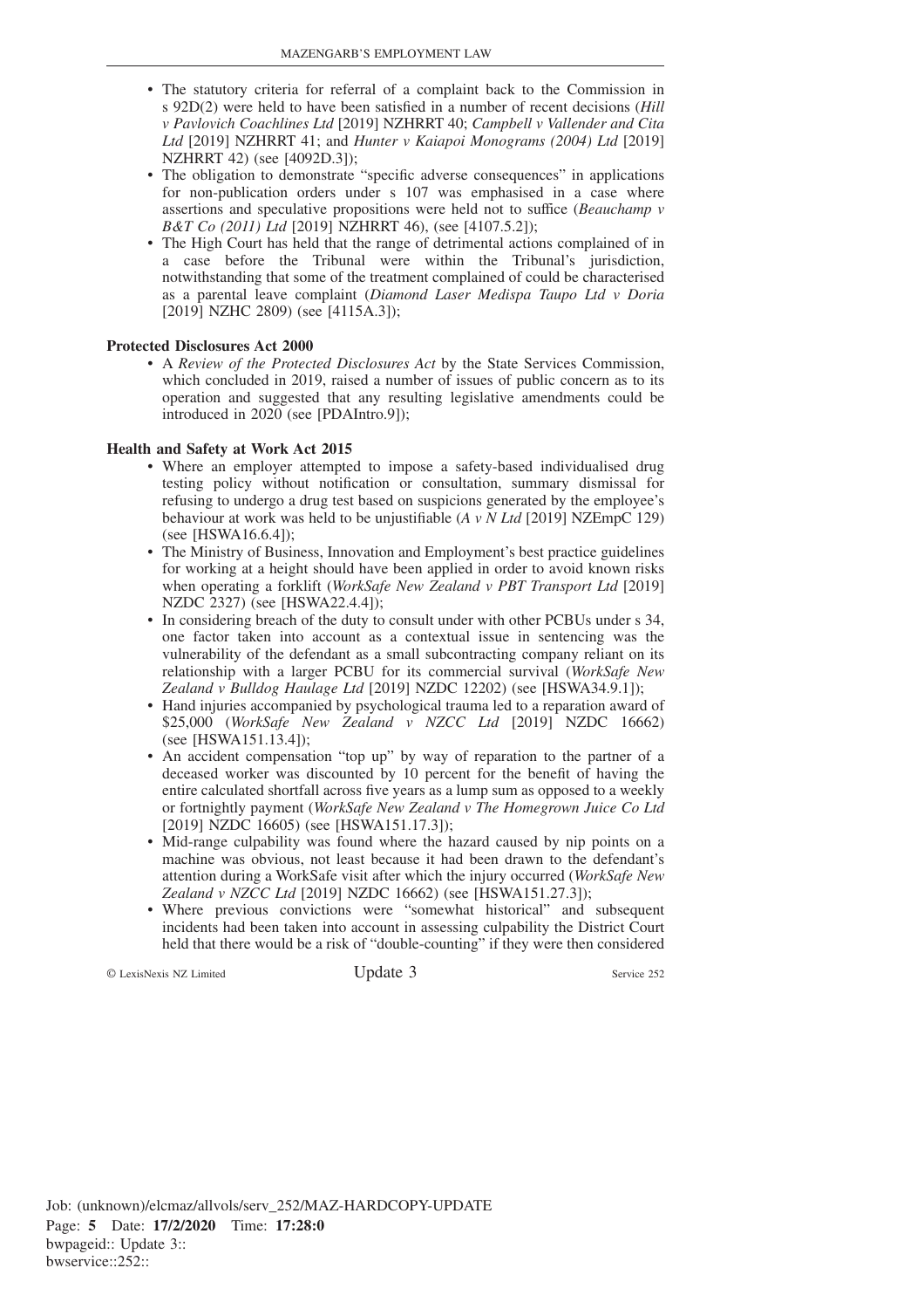- The statutory criteria for referral of a complaint back to the Commission in s 92D(2) were held to have been satisfied in a number of recent decisions (*Hill v Pavlovich Coachlines Ltd* [2019] NZHRRT 40; *Campbell v Vallender and Cita Ltd* [2019] NZHRRT 41; and *Hunter v Kaiapoi Monograms (2004) Ltd* [2019] NZHRRT 42) (see [4092D.3]);
- The obligation to demonstrate "specific adverse consequences" in applications for non-publication orders under s 107 was emphasised in a case where assertions and speculative propositions were held not to suffice (*Beauchamp v B&T Co (2011) Ltd* [2019] NZHRRT 46), (see [4107.5.2]);
- The High Court has held that the range of detrimental actions complained of in a case before the Tribunal were within the Tribunal's jurisdiction, notwithstanding that some of the treatment complained of could be characterised as a parental leave complaint (*Diamond Laser Medispa Taupo Ltd v Doria* [2019] NZHC 2809) (see [4115A.3]);

**Protected Disclosures Act 2000**

- A *Review of the Protected Disclosures Act* by the State Services Commission, which concluded in 2019, raised a number of issues of public concern as to its operation and suggested that any resulting legislative amendments could be introduced in 2020 (see [PDAIntro.9]);

**Health and Safety at Work Act 2015**

- Where an employer attempted to impose a safety-based individualised drug testing policy without notification or consultation, summary dismissal for refusing to undergo a drug test based on suspicions generated by the employee's behaviour at work was held to be unjustifiable (*A v N Ltd* [2019] NZEmpC 129) (see [HSWA16.6.4]);
- The Ministry of Business, Innovation and Employment's best practice guidelines for working at a height should have been applied in order to avoid known risks when operating a forklift (*WorkSafe New Zealand v PBT Transport Ltd* [2019] NZDC 2327) (see [HSWA22.4.4]);
- In considering breach of the duty to consult under with other PCBUs under s 34, one factor taken into account as a contextual issue in sentencing was the vulnerability of the defendant as a small subcontracting company reliant on its relationship with a larger PCBU for its commercial survival (*WorkSafe New Zealand v Bulldog Haulage Ltd* [2019] NZDC 12202) (see [HSWA34.9.1]);
- Hand injuries accompanied by psychological trauma led to a reparation award of $25,000 (*WorkSafe New Zealand v NZCC Ltd* [2019] NZDC 16662) (see [HSWA151.13.4]);
- An accident compensation "top up" by way of reparation to the partner of a deceased worker was discounted by 10 percent for the benefit of having the entire calculated shortfall across five years as a lump sum as opposed to a weekly or fortnightly payment (*WorkSafe New Zealand v The Homegrown Juice Co Ltd* [2019] NZDC 16605) (see [HSWA151.17.3]);
- Mid-range culpability was found where the hazard caused by nip points on a machine was obvious, not least because it had been drawn to the defendant's attention during a WorkSafe visit after which the injury occurred (*WorkSafe New Zealand v NZCC Ltd* [2019] NZDC 16662) (see [HSWA151.27.3]);
- Where previous convictions were "somewhat historical" and subsequent incidents had been taken into account in assessing culpability the District Court held that there would be a risk of "double-counting" if they were then considered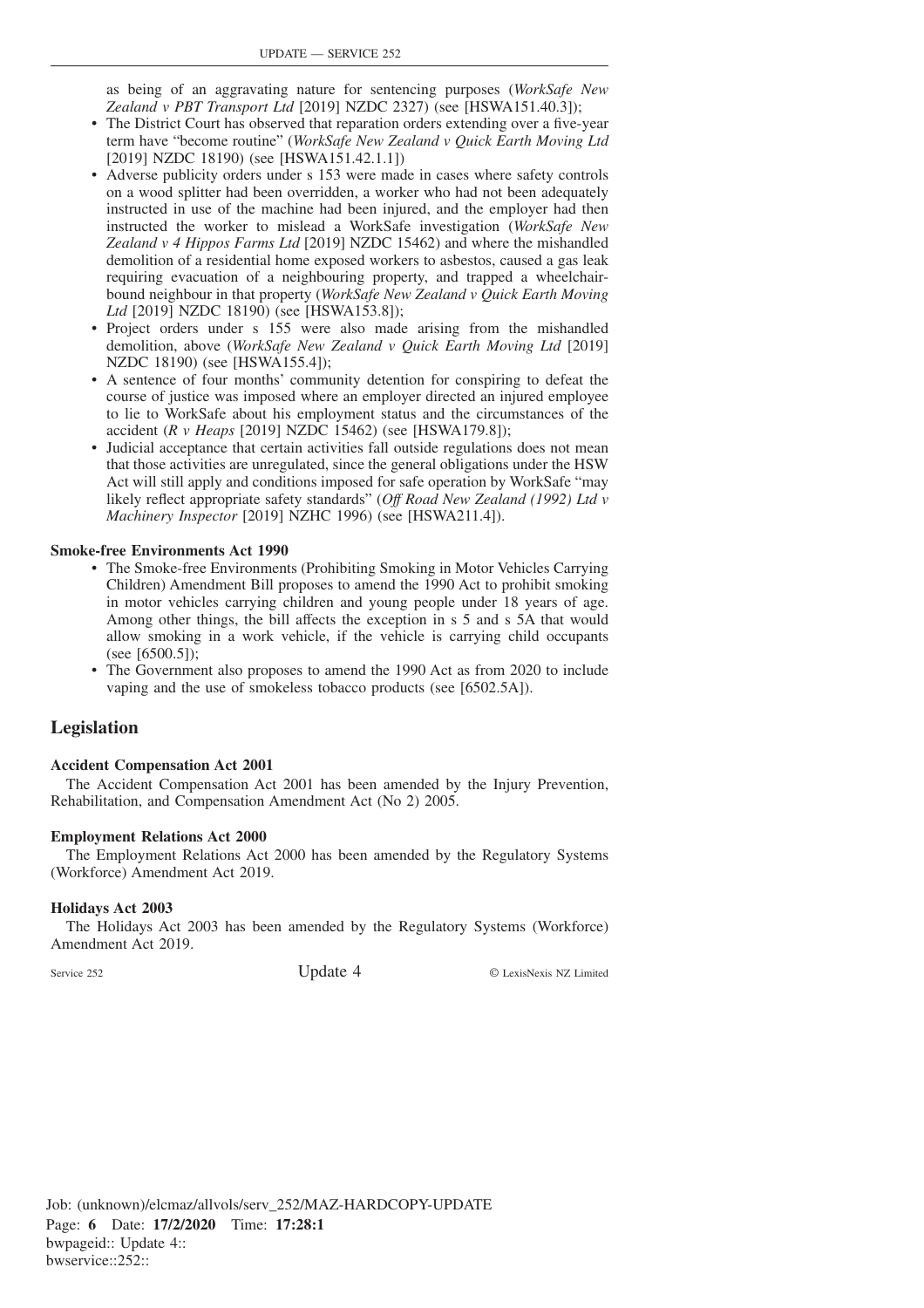as being of an aggravating nature for sentencing purposes (*WorkSafe New Zealand v PBT Transport Ltd* [2019] NZDC 2327) (see [HSWA151.40.3]);

- The District Court has observed that reparation orders extending over a five-year term have "become routine" (*WorkSafe New Zealand v Quick Earth Moving Ltd* [2019] NZDC 18190) (see [HSWA151.42.1.1])
- Adverse publicity orders under s 153 were made in cases where safety controls on a wood splitter had been overridden, a worker who had not been adequately instructed in use of the machine had been injured, and the employer had then instructed the worker to mislead a WorkSafe investigation (*WorkSafe New Zealand v 4 Hippos Farms Ltd* [2019] NZDC 15462) and where the mishandled demolition of a residential home exposed workers to asbestos, caused a gas leak requiring evacuation of a neighbouring property, and trapped a wheelchair-bound neighbour in that property (*WorkSafe New Zealand v Quick Earth Moving Ltd* [2019] NZDC 18190) (see [HSWA153.8]);
- Project orders under s 155 were also made arising from the mishandled demolition, above (*WorkSafe New Zealand v Quick Earth Moving Ltd* [2019] NZDC 18190) (see [HSWA155.4]);
- A sentence of four months' community detention for conspiring to defeat the course of justice was imposed where an employer directed an injured employee to lie to WorkSafe about his employment status and the circumstances of the accident (*R v Heaps* [2019] NZDC 15462) (see [HSWA179.8]);
- Judicial acceptance that certain activities fall outside regulations does not mean that those activities are unregulated, since the general obligations under the HSW Act will still apply and conditions imposed for safe operation by WorkSafe "may likely reflect appropriate safety standards" (*Off Road New Zealand (1992) Ltd v Machinery Inspector* [2019] NZHC 1996) (see [HSWA211.4]).

#### Smoke-free Environments Act 1990

- The Smoke-free Environments (Prohibiting Smoking in Motor Vehicles Carrying Children) Amendment Bill proposes to amend the 1990 Act to prohibit smoking in motor vehicles carrying children and young people under 18 years of age. Among other things, the bill affects the exception in s 5 and s 5A that would allow smoking in a work vehicle, if the vehicle is carrying child occupants (see [6500.5]);
- The Government also proposes to amend the 1990 Act as from 2020 to include vaping and the use of smokeless tobacco products (see [6502.5A]).

## Legislation

#### Accident Compensation Act 2001

The Accident Compensation Act 2001 has been amended by the Injury Prevention, Rehabilitation, and Compensation Amendment Act (No 2) 2005.

#### Employment Relations Act 2000

The Employment Relations Act 2000 has been amended by the Regulatory Systems (Workforce) Amendment Act 2019.

#### Holidays Act 2003

The Holidays Act 2003 has been amended by the Regulatory Systems (Workforce) Amendment Act 2019.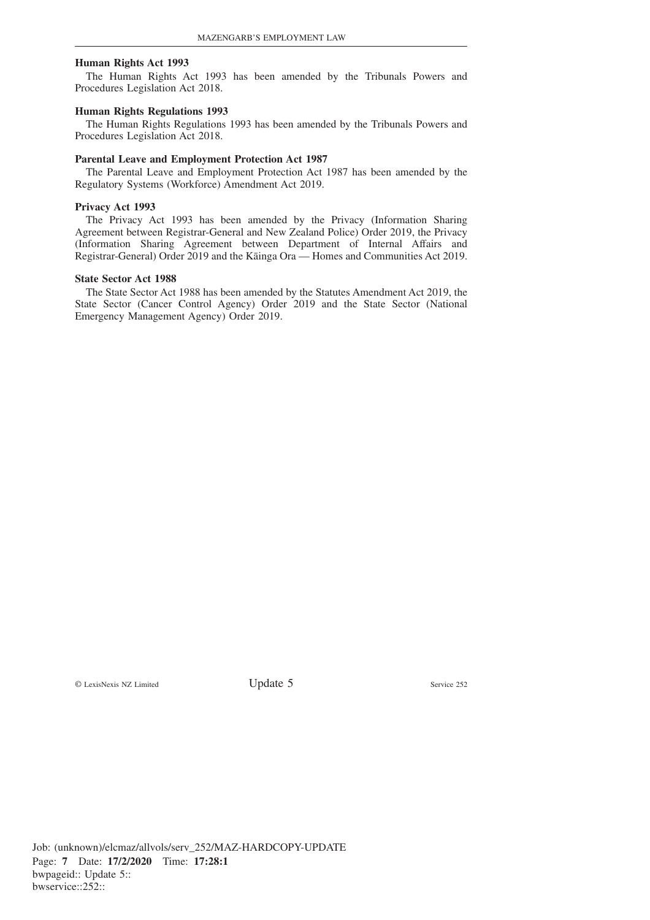**Human Rights Act 1993**

The Human Rights Act 1993 has been amended by the Tribunals Powers and Procedures Legislation Act 2018.

**Human Rights Regulations 1993**

The Human Rights Regulations 1993 has been amended by the Tribunals Powers and Procedures Legislation Act 2018.

**Parental Leave and Employment Protection Act 1987**

The Parental Leave and Employment Protection Act 1987 has been amended by the Regulatory Systems (Workforce) Amendment Act 2019.

**Privacy Act 1993**

The Privacy Act 1993 has been amended by the Privacy (Information Sharing Agreement between Registrar-General and New Zealand Police) Order 2019, the Privacy (Information Sharing Agreement between Department of Internal Affairs and Registrar-General) Order 2019 and the Kāinga Ora — Homes and Communities Act 2019.

**State Sector Act 1988**

The State Sector Act 1988 has been amended by the Statutes Amendment Act 2019, the State Sector (Cancer Control Agency) Order 2019 and the State Sector (National Emergency Management Agency) Order 2019.